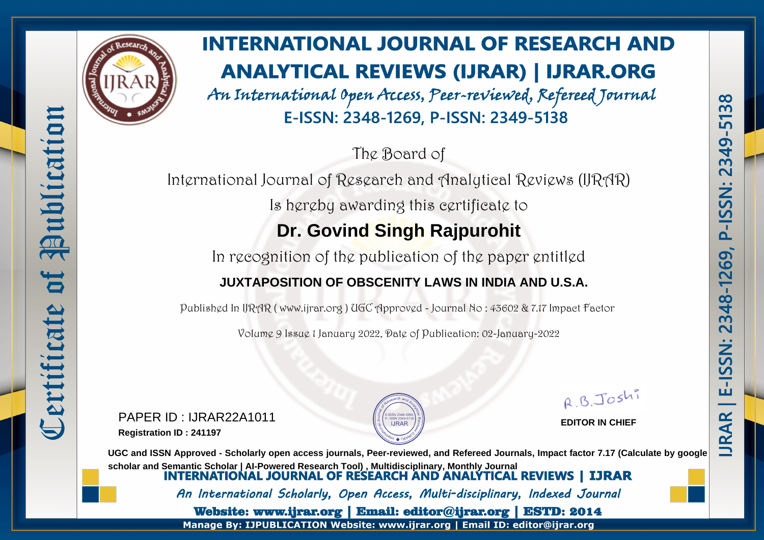# INTERNATIONAL JOURNAL OF RESEARCH AND ANALYTICAL REVIEWS (IJRAR) | IJRAR.ORG

*An International Open Access, Peer-reviewed, Refereed Journal*

**E-ISSN: 2348-1269, P-ISSN: 2349-5138**

Certificate of Publication

IJRAR | E-ISSN: 2348-1269, P-ISSN: 2349-5138

The Board of

International Journal of Research and Analytical Reviews (IJRAR)

Is hereby awarding this certificate to

## Dr. Govind Singh Rajpurohit

In recognition of the publication of the paper entitled

**JUXTAPOSITION OF OBSCENITY LAWS IN INDIA AND U.S.A.**

Published In IJRAR ( www.ijrar.org ) UGC Approved - Journal No : 43602 & 7.17 Impact Factor

Volume 9 Issue 1 January 2022, Date of Publication: 02-January-2022

PAPER ID : IJRAR22A1011

**Registration ID : 241197**

R.B.Joshi

**EDITOR IN CHIEF**

**UGC and ISSN Approved - Scholarly open access journals, Peer-reviewed, and Refereed Journals, Impact factor 7.17 (Calculate by google scholar and Semantic Scholar | AI-Powered Research Tool) , Multidisciplinary, Monthly Journal**

**INTERNATIONAL JOURNAL OF RESEARCH AND ANALYTICAL REVIEWS | IJRAR**

*An International Scholarly, Open Access, Multi-disciplinary, Indexed Journal*

**Website: www.ijrar.org | Email: editor@ijrar.org | ESTD: 2014**

**Manage By: IJPUBLICATION Website: www.ijrar.org | Email ID: editor@ijrar.org**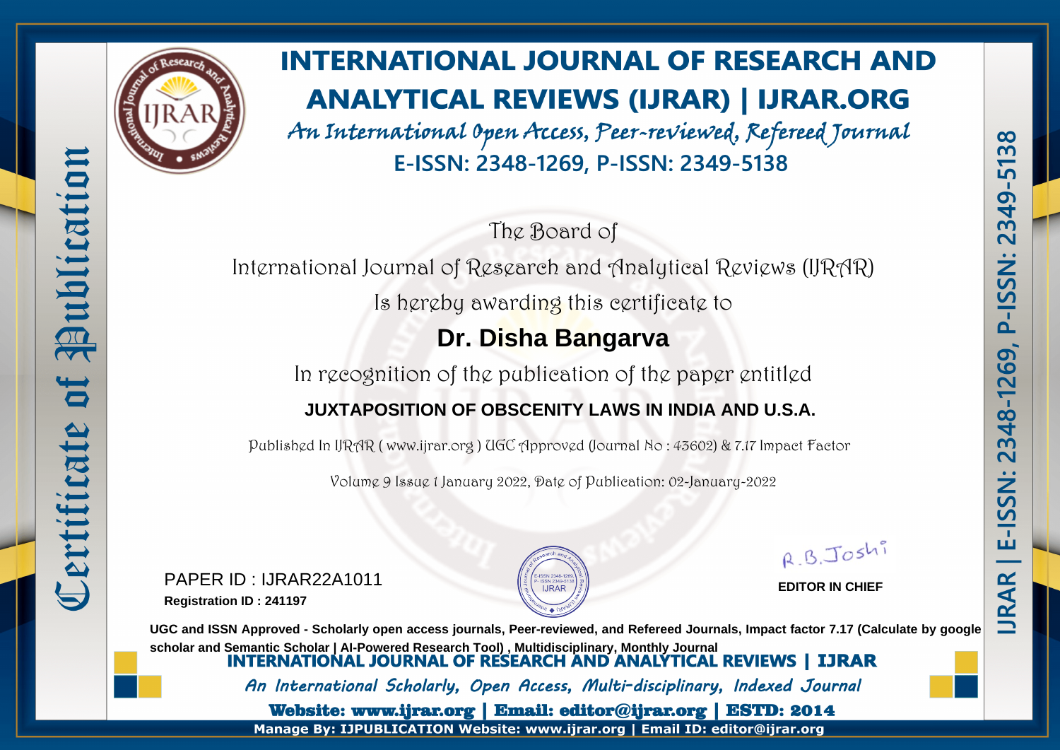# INTERNATIONAL JOURNAL OF RESEARCH AND ANALYTICAL REVIEWS (IJRAR) | IJRAR.ORG

*An International Open Access, Peer-reviewed, Refereed Journal*

**E-ISSN: 2348-1269, P-ISSN: 2349-5138**

Certificate of Publication

The Board of

International Journal of Research and Analytical Reviews (IJRAR)

Is hereby awarding this certificate to

## Dr. Disha Bangarva

In recognition of the publication of the paper entitled

**JUXTAPOSITION OF OBSCENITY LAWS IN INDIA AND U.S.A.**

Published In IJRAR ( www.ijrar.org ) UGC Approved (Journal No : 43602) & 7.17 Impact Factor

Volume 9 Issue 1 January 2022, Date of Publication: 02-January-2022

PAPER ID : IJRAR22A1011

**Registration ID : 241197**

R.B.Joshi

**EDITOR IN CHIEF**

IJRAR | E-ISSN: 2348-1269, P-ISSN: 2349-5138

**UGC and ISSN Approved - Scholarly open access journals, Peer-reviewed, and Refereed Journals, Impact factor 7.17 (Calculate by google scholar and Semantic Scholar | AI-Powered Research Tool) , Multidisciplinary, Monthly Journal**

**INTERNATIONAL JOURNAL OF RESEARCH AND ANALYTICAL REVIEWS | IJRAR**

*An International Scholarly, Open Access, Multi-disciplinary, Indexed Journal*

**Website: www.ijrar.org | Email: editor@ijrar.org | ESTD: 2014**

**Manage By: IJPUBLICATION Website: www.ijrar.org | Email ID: editor@ijrar.org**